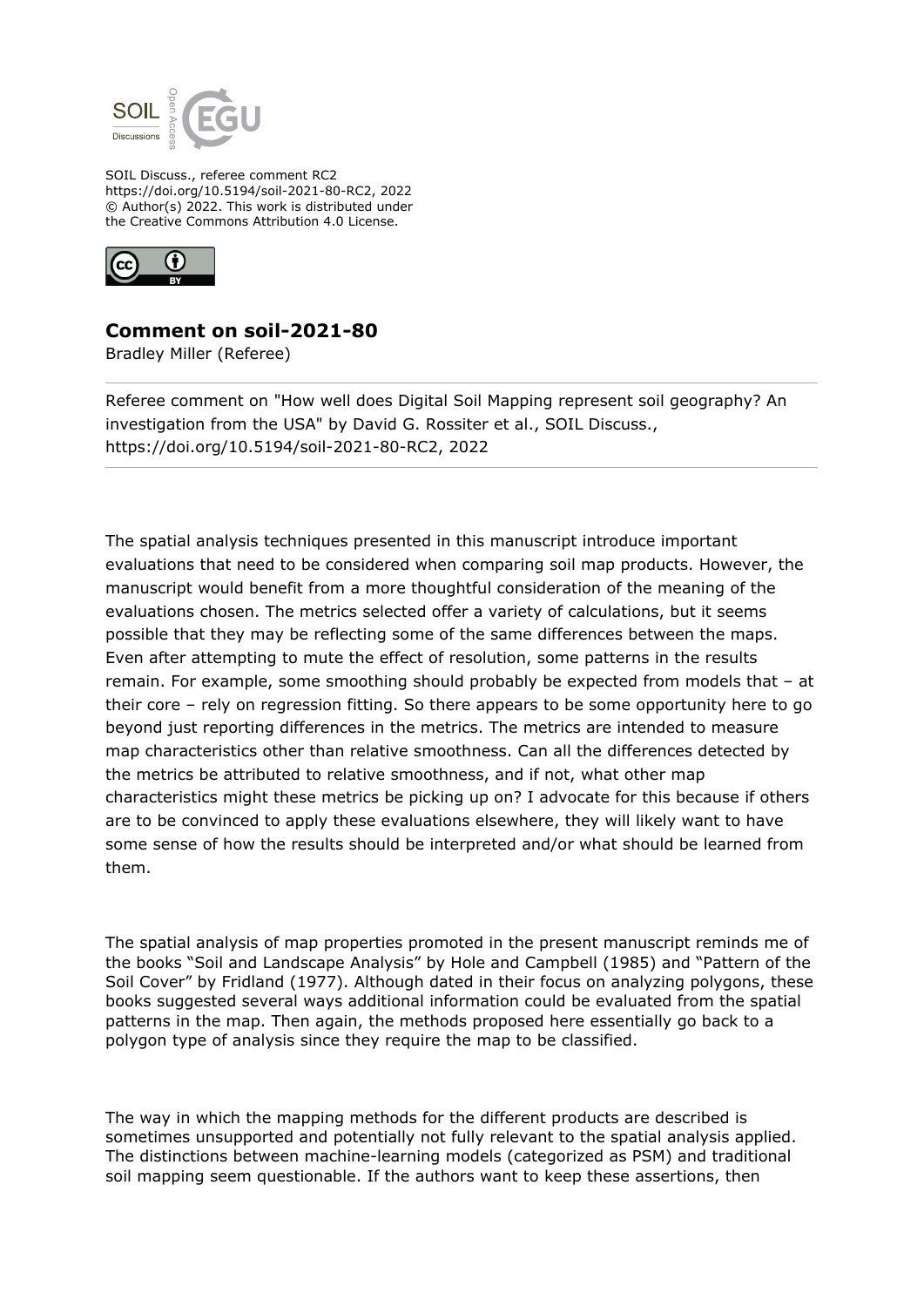SOIL Discuss., referee comment RC2
https://doi.org/10.5194/soil-2021-80-RC2, 2022
© Author(s) 2022. This work is distributed under
the Creative Commons Attribution 4.0 License.

## Comment on soil-2021-80

Bradley Miller (Referee)

Referee comment on "How well does Digital Soil Mapping represent soil geography? An investigation from the USA" by David G. Rossiter et al., SOIL Discuss., https://doi.org/10.5194/soil-2021-80-RC2, 2022

---

The spatial analysis techniques presented in this manuscript introduce important evaluations that need to be considered when comparing soil map products. However, the manuscript would benefit from a more thoughtful consideration of the meaning of the evaluations chosen. The metrics selected offer a variety of calculations, but it seems possible that they may be reflecting some of the same differences between the maps. Even after attempting to mute the effect of resolution, some patterns in the results remain. For example, some smoothing should probably be expected from models that – at their core – rely on regression fitting. So there appears to be some opportunity here to go beyond just reporting differences in the metrics. The metrics are intended to measure map characteristics other than relative smoothness. Can all the differences detected by the metrics be attributed to relative smoothness, and if not, what other map characteristics might these metrics be picking up on? I advocate for this because if others are to be convinced to apply these evaluations elsewhere, they will likely want to have some sense of how the results should be interpreted and/or what should be learned from them.

The spatial analysis of map properties promoted in the present manuscript reminds me of the books "Soil and Landscape Analysis" by Hole and Campbell (1985) and "Pattern of the Soil Cover" by Fridland (1977). Although dated in their focus on analyzing polygons, these books suggested several ways additional information could be evaluated from the spatial patterns in the map. Then again, the methods proposed here essentially go back to a polygon type of analysis since they require the map to be classified.

The way in which the mapping methods for the different products are described is sometimes unsupported and potentially not fully relevant to the spatial analysis applied. The distinctions between machine-learning models (categorized as PSM) and traditional soil mapping seem questionable. If the authors want to keep these assertions, then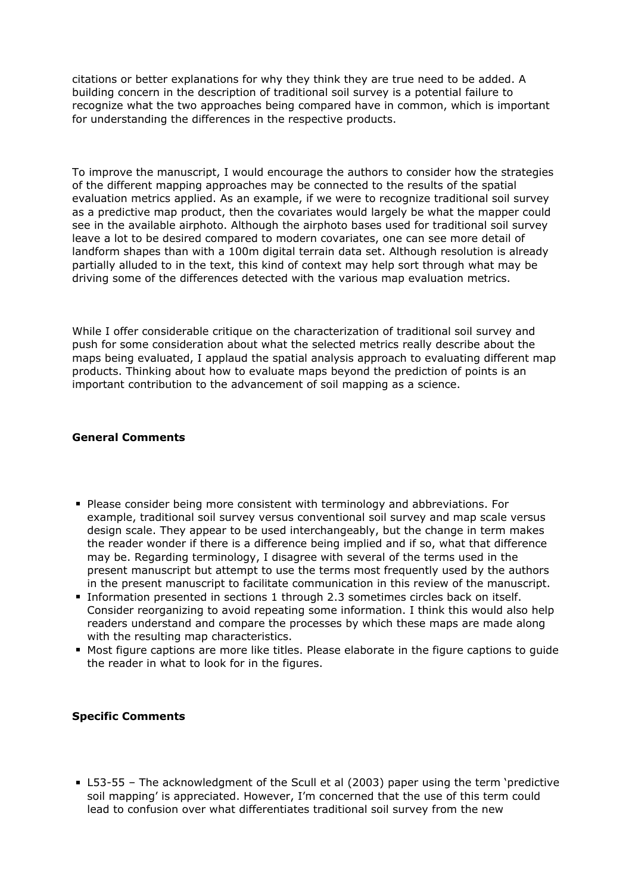citations or better explanations for why they think they are true need to be added. A building concern in the description of traditional soil survey is a potential failure to recognize what the two approaches being compared have in common, which is important for understanding the differences in the respective products.

To improve the manuscript, I would encourage the authors to consider how the strategies of the different mapping approaches may be connected to the results of the spatial evaluation metrics applied. As an example, if we were to recognize traditional soil survey as a predictive map product, then the covariates would largely be what the mapper could see in the available airphoto. Although the airphoto bases used for traditional soil survey leave a lot to be desired compared to modern covariates, one can see more detail of landform shapes than with a 100m digital terrain data set. Although resolution is already partially alluded to in the text, this kind of context may help sort through what may be driving some of the differences detected with the various map evaluation metrics.

While I offer considerable critique on the characterization of traditional soil survey and push for some consideration about what the selected metrics really describe about the maps being evaluated, I applaud the spatial analysis approach to evaluating different map products. Thinking about how to evaluate maps beyond the prediction of points is an important contribution to the advancement of soil mapping as a science.

**General Comments**

- Please consider being more consistent with terminology and abbreviations. For example, traditional soil survey versus conventional soil survey and map scale versus design scale. They appear to be used interchangeably, but the change in term makes the reader wonder if there is a difference being implied and if so, what that difference may be. Regarding terminology, I disagree with several of the terms used in the present manuscript but attempt to use the terms most frequently used by the authors in the present manuscript to facilitate communication in this review of the manuscript.
- Information presented in sections 1 through 2.3 sometimes circles back on itself. Consider reorganizing to avoid repeating some information. I think this would also help readers understand and compare the processes by which these maps are made along with the resulting map characteristics.
- Most figure captions are more like titles. Please elaborate in the figure captions to guide the reader in what to look for in the figures.

**Specific Comments**

- L53-55 – The acknowledgment of the Scull et al (2003) paper using the term 'predictive soil mapping' is appreciated. However, I'm concerned that the use of this term could lead to confusion over what differentiates traditional soil survey from the new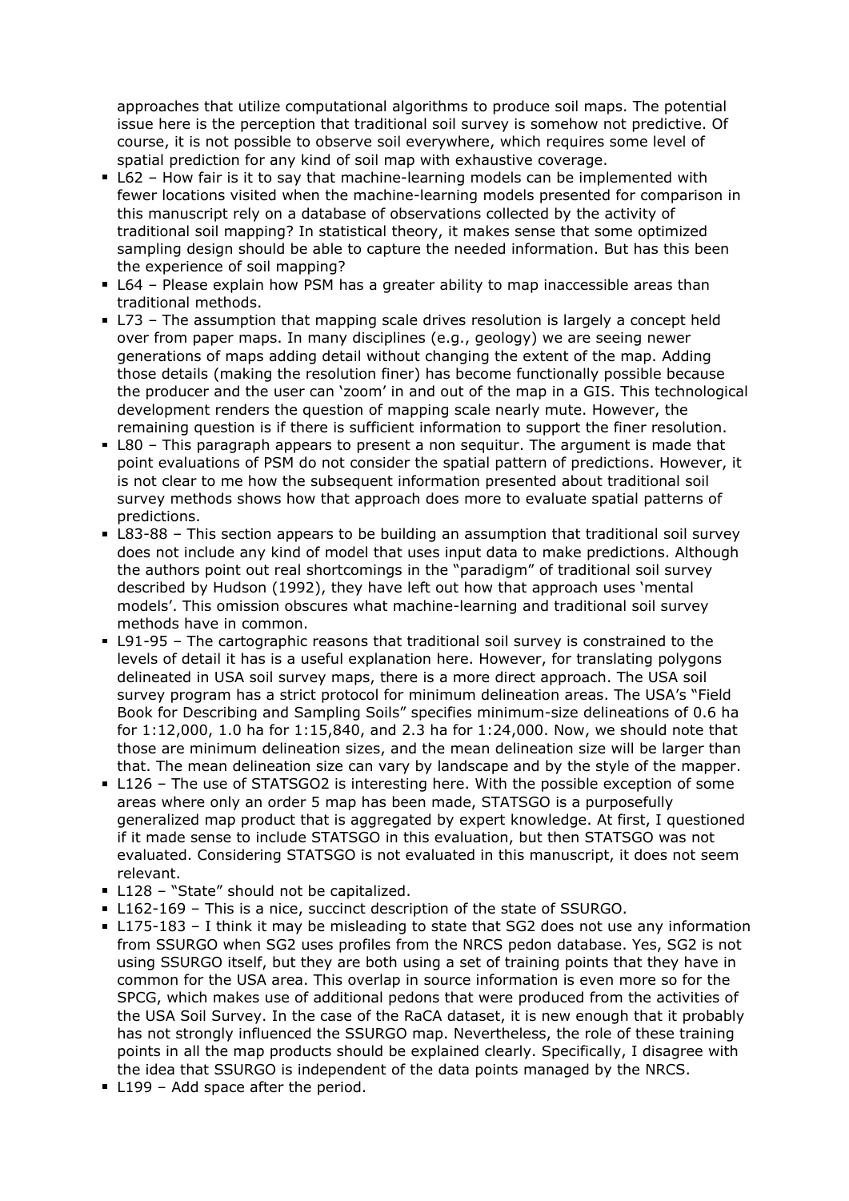approaches that utilize computational algorithms to produce soil maps. The potential issue here is the perception that traditional soil survey is somehow not predictive. Of course, it is not possible to observe soil everywhere, which requires some level of spatial prediction for any kind of soil map with exhaustive coverage.

- L62 – How fair is it to say that machine-learning models can be implemented with fewer locations visited when the machine-learning models presented for comparison in this manuscript rely on a database of observations collected by the activity of traditional soil mapping? In statistical theory, it makes sense that some optimized sampling design should be able to capture the needed information. But has this been the experience of soil mapping?
- L64 – Please explain how PSM has a greater ability to map inaccessible areas than traditional methods.
- L73 – The assumption that mapping scale drives resolution is largely a concept held over from paper maps. In many disciplines (e.g., geology) we are seeing newer generations of maps adding detail without changing the extent of the map. Adding those details (making the resolution finer) has become functionally possible because the producer and the user can 'zoom' in and out of the map in a GIS. This technological development renders the question of mapping scale nearly mute. However, the remaining question is if there is sufficient information to support the finer resolution.
- L80 – This paragraph appears to present a non sequitur. The argument is made that point evaluations of PSM do not consider the spatial pattern of predictions. However, it is not clear to me how the subsequent information presented about traditional soil survey methods shows how that approach does more to evaluate spatial patterns of predictions.
- L83-88 – This section appears to be building an assumption that traditional soil survey does not include any kind of model that uses input data to make predictions. Although the authors point out real shortcomings in the "paradigm" of traditional soil survey described by Hudson (1992), they have left out how that approach uses 'mental models'. This omission obscures what machine-learning and traditional soil survey methods have in common.
- L91-95 – The cartographic reasons that traditional soil survey is constrained to the levels of detail it has is a useful explanation here. However, for translating polygons delineated in USA soil survey maps, there is a more direct approach. The USA soil survey program has a strict protocol for minimum delineation areas. The USA's "Field Book for Describing and Sampling Soils" specifies minimum-size delineations of 0.6 ha for 1:12,000, 1.0 ha for 1:15,840, and 2.3 ha for 1:24,000. Now, we should note that those are minimum delineation sizes, and the mean delineation size will be larger than that. The mean delineation size can vary by landscape and by the style of the mapper.
- L126 – The use of STATSGO2 is interesting here. With the possible exception of some areas where only an order 5 map has been made, STATSGO is a purposefully generalized map product that is aggregated by expert knowledge. At first, I questioned if it made sense to include STATSGO in this evaluation, but then STATSGO was not evaluated. Considering STATSGO is not evaluated in this manuscript, it does not seem relevant.
- L128 – "State" should not be capitalized.
- L162-169 – This is a nice, succinct description of the state of SSURGO.
- L175-183 – I think it may be misleading to state that SG2 does not use any information from SSURGO when SG2 uses profiles from the NRCS pedon database. Yes, SG2 is not using SSURGO itself, but they are both using a set of training points that they have in common for the USA area. This overlap in source information is even more so for the SPCG, which makes use of additional pedons that were produced from the activities of the USA Soil Survey. In the case of the RaCA dataset, it is new enough that it probably has not strongly influenced the SSURGO map. Nevertheless, the role of these training points in all the map products should be explained clearly. Specifically, I disagree with the idea that SSURGO is independent of the data points managed by the NRCS.
- L199 – Add space after the period.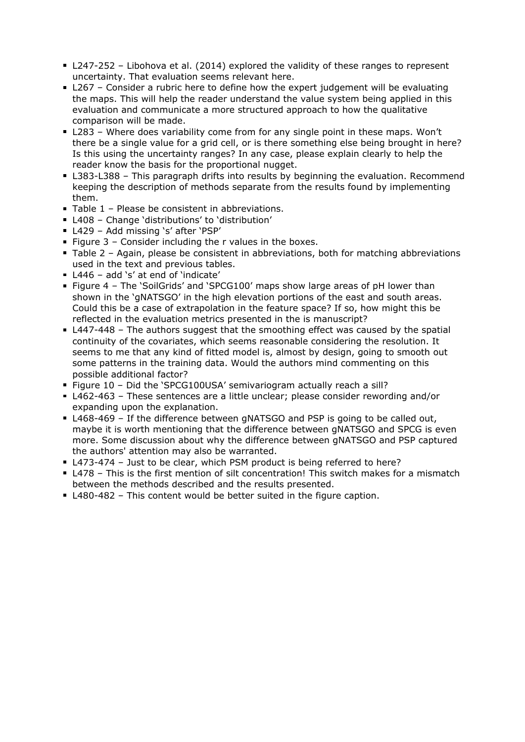- L247-252 – Libohova et al. (2014) explored the validity of these ranges to represent uncertainty. That evaluation seems relevant here.
- L267 – Consider a rubric here to define how the expert judgement will be evaluating the maps. This will help the reader understand the value system being applied in this evaluation and communicate a more structured approach to how the qualitative comparison will be made.
- L283 – Where does variability come from for any single point in these maps. Won't there be a single value for a grid cell, or is there something else being brought in here? Is this using the uncertainty ranges? In any case, please explain clearly to help the reader know the basis for the proportional nugget.
- L383-L388 – This paragraph drifts into results by beginning the evaluation. Recommend keeping the description of methods separate from the results found by implementing them.
- Table 1 – Please be consistent in abbreviations.
- L408 – Change 'distributions' to 'distribution'
- L429 – Add missing 's' after 'PSP'
- Figure 3 – Consider including the r values in the boxes.
- Table 2 – Again, please be consistent in abbreviations, both for matching abbreviations used in the text and previous tables.
- L446 – add 's' at end of 'indicate'
- Figure 4 – The 'SoilGrids' and 'SPCG100' maps show large areas of pH lower than shown in the 'gNATSGO' in the high elevation portions of the east and south areas. Could this be a case of extrapolation in the feature space? If so, how might this be reflected in the evaluation metrics presented in the is manuscript?
- L447-448 – The authors suggest that the smoothing effect was caused by the spatial continuity of the covariates, which seems reasonable considering the resolution. It seems to me that any kind of fitted model is, almost by design, going to smooth out some patterns in the training data. Would the authors mind commenting on this possible additional factor?
- Figure 10 – Did the 'SPCG100USA' semivariogram actually reach a sill?
- L462-463 – These sentences are a little unclear; please consider rewording and/or expanding upon the explanation.
- L468-469 – If the difference between gNATSGO and PSP is going to be called out, maybe it is worth mentioning that the difference between gNATSGO and SPCG is even more. Some discussion about why the difference between gNATSGO and PSP captured the authors' attention may also be warranted.
- L473-474 – Just to be clear, which PSM product is being referred to here?
- L478 – This is the first mention of silt concentration! This switch makes for a mismatch between the methods described and the results presented.
- L480-482 – This content would be better suited in the figure caption.